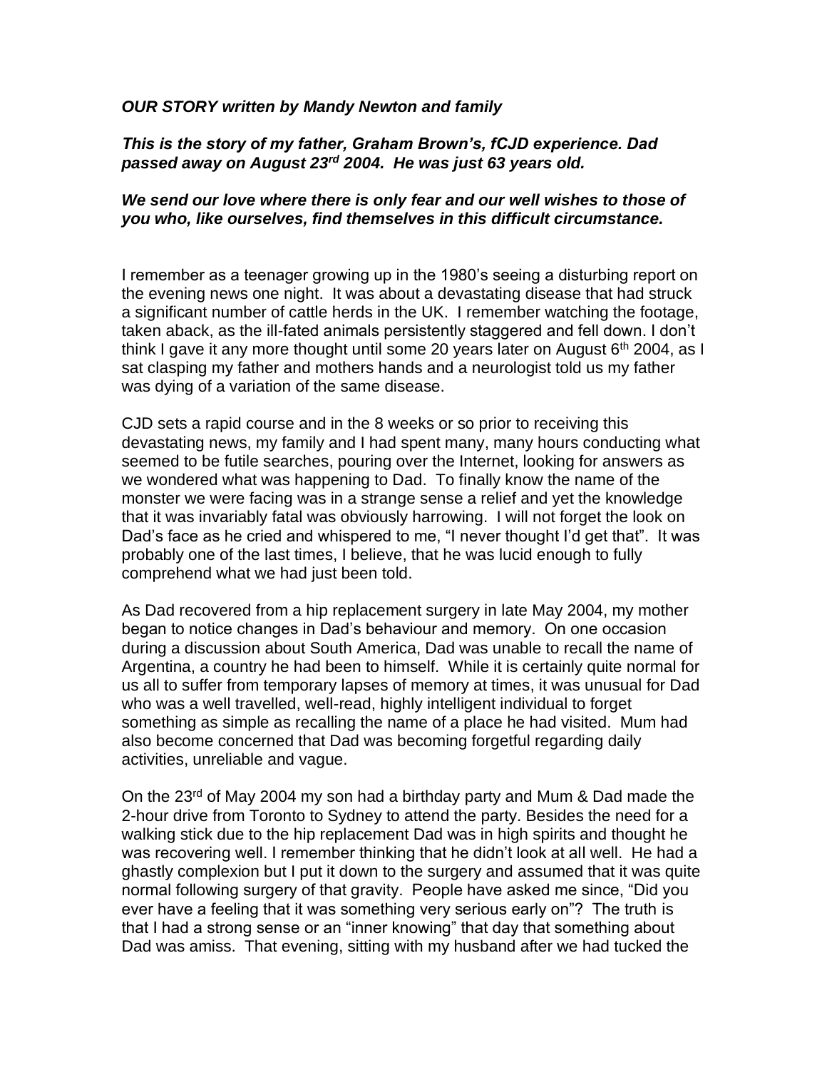***OUR STORY written by Mandy Newton and family***

***This is the story of my father, Graham Brown's, fCJD experience. Dad passed away on August 23rd 2004. He was just 63 years old.***

***We send our love where there is only fear and our well wishes to those of you who, like ourselves, find themselves in this difficult circumstance.***

I remember as a teenager growing up in the 1980's seeing a disturbing report on the evening news one night. It was about a devastating disease that had struck a significant number of cattle herds in the UK. I remember watching the footage, taken aback, as the ill-fated animals persistently staggered and fell down. I don't think I gave it any more thought until some 20 years later on August 6th 2004, as I sat clasping my father and mothers hands and a neurologist told us my father was dying of a variation of the same disease.

CJD sets a rapid course and in the 8 weeks or so prior to receiving this devastating news, my family and I had spent many, many hours conducting what seemed to be futile searches, pouring over the Internet, looking for answers as we wondered what was happening to Dad. To finally know the name of the monster we were facing was in a strange sense a relief and yet the knowledge that it was invariably fatal was obviously harrowing. I will not forget the look on Dad's face as he cried and whispered to me, "I never thought I'd get that". It was probably one of the last times, I believe, that he was lucid enough to fully comprehend what we had just been told.

As Dad recovered from a hip replacement surgery in late May 2004, my mother began to notice changes in Dad's behaviour and memory. On one occasion during a discussion about South America, Dad was unable to recall the name of Argentina, a country he had been to himself. While it is certainly quite normal for us all to suffer from temporary lapses of memory at times, it was unusual for Dad who was a well travelled, well-read, highly intelligent individual to forget something as simple as recalling the name of a place he had visited. Mum had also become concerned that Dad was becoming forgetful regarding daily activities, unreliable and vague.

On the 23rd of May 2004 my son had a birthday party and Mum & Dad made the 2-hour drive from Toronto to Sydney to attend the party. Besides the need for a walking stick due to the hip replacement Dad was in high spirits and thought he was recovering well. I remember thinking that he didn't look at all well. He had a ghastly complexion but I put it down to the surgery and assumed that it was quite normal following surgery of that gravity. People have asked me since, "Did you ever have a feeling that it was something very serious early on"? The truth is that I had a strong sense or an "inner knowing" that day that something about Dad was amiss. That evening, sitting with my husband after we had tucked the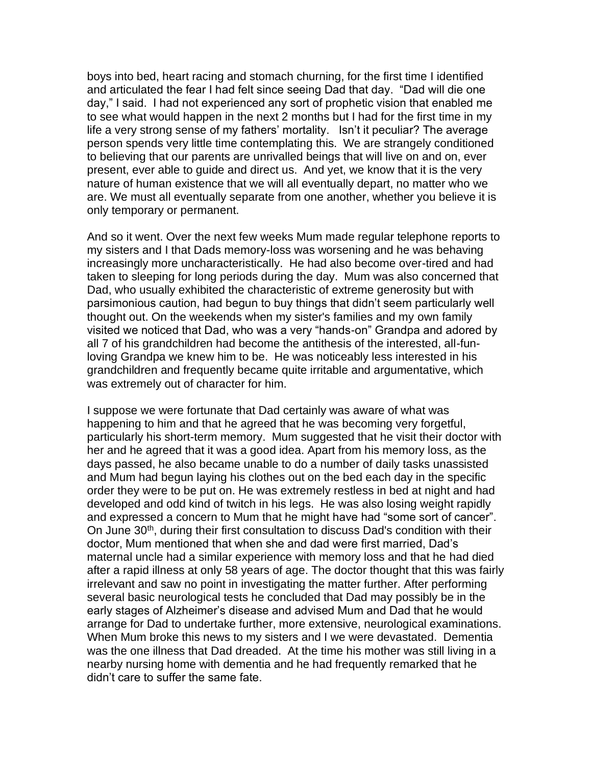boys into bed, heart racing and stomach churning, for the first time I identified and articulated the fear I had felt since seeing Dad that day. "Dad will die one day," I said. I had not experienced any sort of prophetic vision that enabled me to see what would happen in the next 2 months but I had for the first time in my life a very strong sense of my fathers' mortality. Isn't it peculiar? The average person spends very little time contemplating this. We are strangely conditioned to believing that our parents are unrivalled beings that will live on and on, ever present, ever able to guide and direct us. And yet, we know that it is the very nature of human existence that we will all eventually depart, no matter who we are. We must all eventually separate from one another, whether you believe it is only temporary or permanent.

And so it went. Over the next few weeks Mum made regular telephone reports to my sisters and I that Dads memory-loss was worsening and he was behaving increasingly more uncharacteristically. He had also become over-tired and had taken to sleeping for long periods during the day. Mum was also concerned that Dad, who usually exhibited the characteristic of extreme generosity but with parsimonious caution, had begun to buy things that didn't seem particularly well thought out. On the weekends when my sister's families and my own family visited we noticed that Dad, who was a very "hands-on" Grandpa and adored by all 7 of his grandchildren had become the antithesis of the interested, all-fun-loving Grandpa we knew him to be. He was noticeably less interested in his grandchildren and frequently became quite irritable and argumentative, which was extremely out of character for him.

I suppose we were fortunate that Dad certainly was aware of what was happening to him and that he agreed that he was becoming very forgetful, particularly his short-term memory. Mum suggested that he visit their doctor with her and he agreed that it was a good idea. Apart from his memory loss, as the days passed, he also became unable to do a number of daily tasks unassisted and Mum had begun laying his clothes out on the bed each day in the specific order they were to be put on. He was extremely restless in bed at night and had developed and odd kind of twitch in his legs. He was also losing weight rapidly and expressed a concern to Mum that he might have had "some sort of cancer". On June 30th, during their first consultation to discuss Dad's condition with their doctor, Mum mentioned that when she and dad were first married, Dad's maternal uncle had a similar experience with memory loss and that he had died after a rapid illness at only 58 years of age. The doctor thought that this was fairly irrelevant and saw no point in investigating the matter further. After performing several basic neurological tests he concluded that Dad may possibly be in the early stages of Alzheimer's disease and advised Mum and Dad that he would arrange for Dad to undertake further, more extensive, neurological examinations. When Mum broke this news to my sisters and I we were devastated. Dementia was the one illness that Dad dreaded. At the time his mother was still living in a nearby nursing home with dementia and he had frequently remarked that he didn't care to suffer the same fate.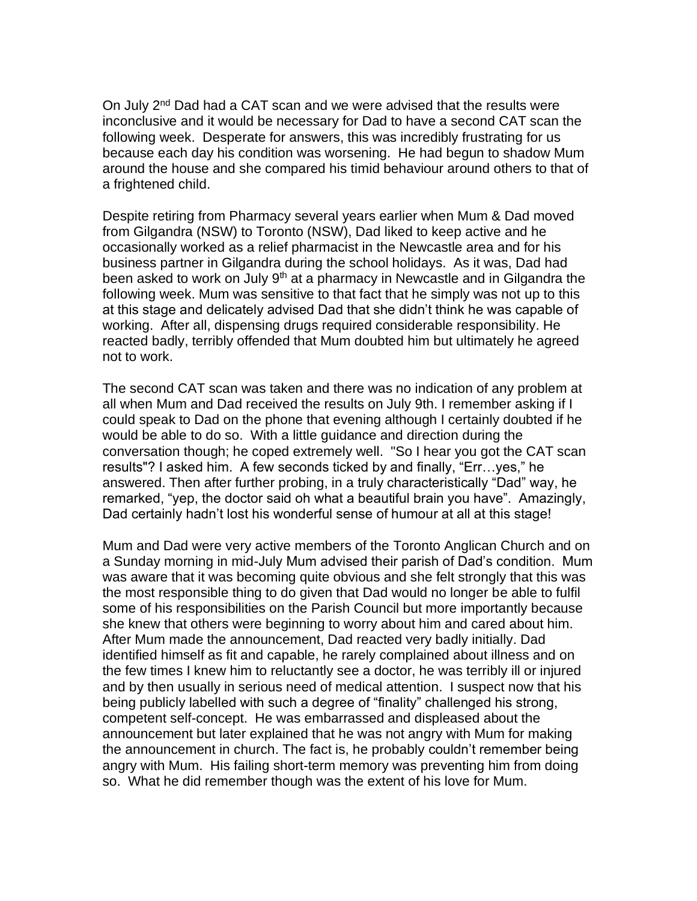On July 2nd Dad had a CAT scan and we were advised that the results were inconclusive and it would be necessary for Dad to have a second CAT scan the following week. Desperate for answers, this was incredibly frustrating for us because each day his condition was worsening. He had begun to shadow Mum around the house and she compared his timid behaviour around others to that of a frightened child.

Despite retiring from Pharmacy several years earlier when Mum & Dad moved from Gilgandra (NSW) to Toronto (NSW), Dad liked to keep active and he occasionally worked as a relief pharmacist in the Newcastle area and for his business partner in Gilgandra during the school holidays. As it was, Dad had been asked to work on July 9th at a pharmacy in Newcastle and in Gilgandra the following week. Mum was sensitive to that fact that he simply was not up to this at this stage and delicately advised Dad that she didn't think he was capable of working. After all, dispensing drugs required considerable responsibility. He reacted badly, terribly offended that Mum doubted him but ultimately he agreed not to work.

The second CAT scan was taken and there was no indication of any problem at all when Mum and Dad received the results on July 9th. I remember asking if I could speak to Dad on the phone that evening although I certainly doubted if he would be able to do so. With a little guidance and direction during the conversation though; he coped extremely well. "So I hear you got the CAT scan results"? I asked him. A few seconds ticked by and finally, "Err…yes," he answered. Then after further probing, in a truly characteristically "Dad" way, he remarked, "yep, the doctor said oh what a beautiful brain you have". Amazingly, Dad certainly hadn't lost his wonderful sense of humour at all at this stage!

Mum and Dad were very active members of the Toronto Anglican Church and on a Sunday morning in mid-July Mum advised their parish of Dad's condition. Mum was aware that it was becoming quite obvious and she felt strongly that this was the most responsible thing to do given that Dad would no longer be able to fulfil some of his responsibilities on the Parish Council but more importantly because she knew that others were beginning to worry about him and cared about him. After Mum made the announcement, Dad reacted very badly initially. Dad identified himself as fit and capable, he rarely complained about illness and on the few times I knew him to reluctantly see a doctor, he was terribly ill or injured and by then usually in serious need of medical attention. I suspect now that his being publicly labelled with such a degree of "finality" challenged his strong, competent self-concept. He was embarrassed and displeased about the announcement but later explained that he was not angry with Mum for making the announcement in church. The fact is, he probably couldn't remember being angry with Mum. His failing short-term memory was preventing him from doing so. What he did remember though was the extent of his love for Mum.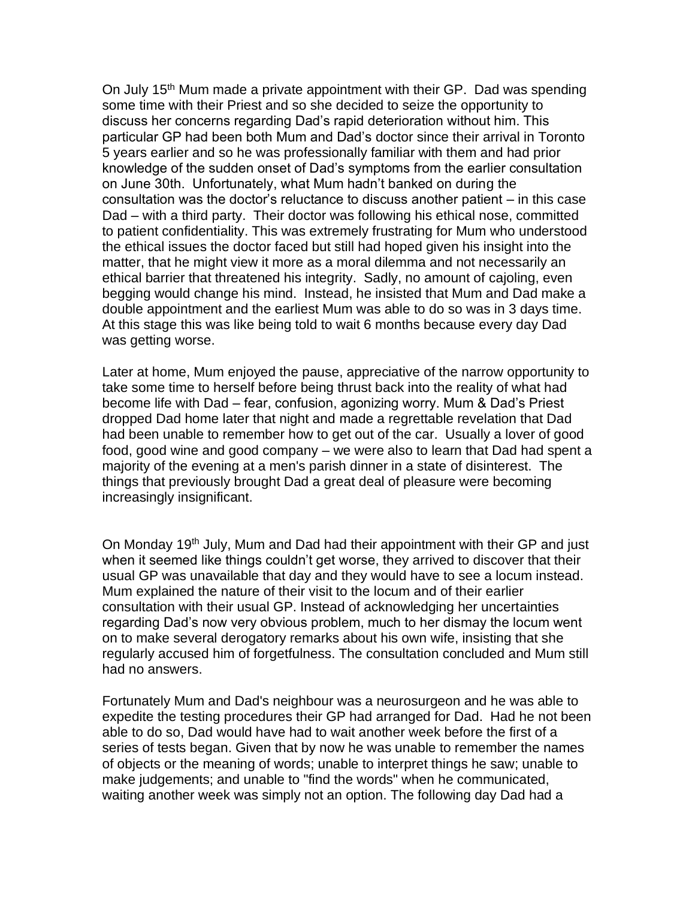On July 15th Mum made a private appointment with their GP. Dad was spending some time with their Priest and so she decided to seize the opportunity to discuss her concerns regarding Dad's rapid deterioration without him. This particular GP had been both Mum and Dad's doctor since their arrival in Toronto 5 years earlier and so he was professionally familiar with them and had prior knowledge of the sudden onset of Dad's symptoms from the earlier consultation on June 30th. Unfortunately, what Mum hadn't banked on during the consultation was the doctor's reluctance to discuss another patient – in this case Dad – with a third party. Their doctor was following his ethical nose, committed to patient confidentiality. This was extremely frustrating for Mum who understood the ethical issues the doctor faced but still had hoped given his insight into the matter, that he might view it more as a moral dilemma and not necessarily an ethical barrier that threatened his integrity. Sadly, no amount of cajoling, even begging would change his mind. Instead, he insisted that Mum and Dad make a double appointment and the earliest Mum was able to do so was in 3 days time. At this stage this was like being told to wait 6 months because every day Dad was getting worse.

Later at home, Mum enjoyed the pause, appreciative of the narrow opportunity to take some time to herself before being thrust back into the reality of what had become life with Dad – fear, confusion, agonizing worry. Mum & Dad's Priest dropped Dad home later that night and made a regrettable revelation that Dad had been unable to remember how to get out of the car. Usually a lover of good food, good wine and good company – we were also to learn that Dad had spent a majority of the evening at a men's parish dinner in a state of disinterest. The things that previously brought Dad a great deal of pleasure were becoming increasingly insignificant.

On Monday 19th July, Mum and Dad had their appointment with their GP and just when it seemed like things couldn't get worse, they arrived to discover that their usual GP was unavailable that day and they would have to see a locum instead. Mum explained the nature of their visit to the locum and of their earlier consultation with their usual GP. Instead of acknowledging her uncertainties regarding Dad's now very obvious problem, much to her dismay the locum went on to make several derogatory remarks about his own wife, insisting that she regularly accused him of forgetfulness. The consultation concluded and Mum still had no answers.

Fortunately Mum and Dad's neighbour was a neurosurgeon and he was able to expedite the testing procedures their GP had arranged for Dad. Had he not been able to do so, Dad would have had to wait another week before the first of a series of tests began. Given that by now he was unable to remember the names of objects or the meaning of words; unable to interpret things he saw; unable to make judgements; and unable to "find the words" when he communicated, waiting another week was simply not an option. The following day Dad had a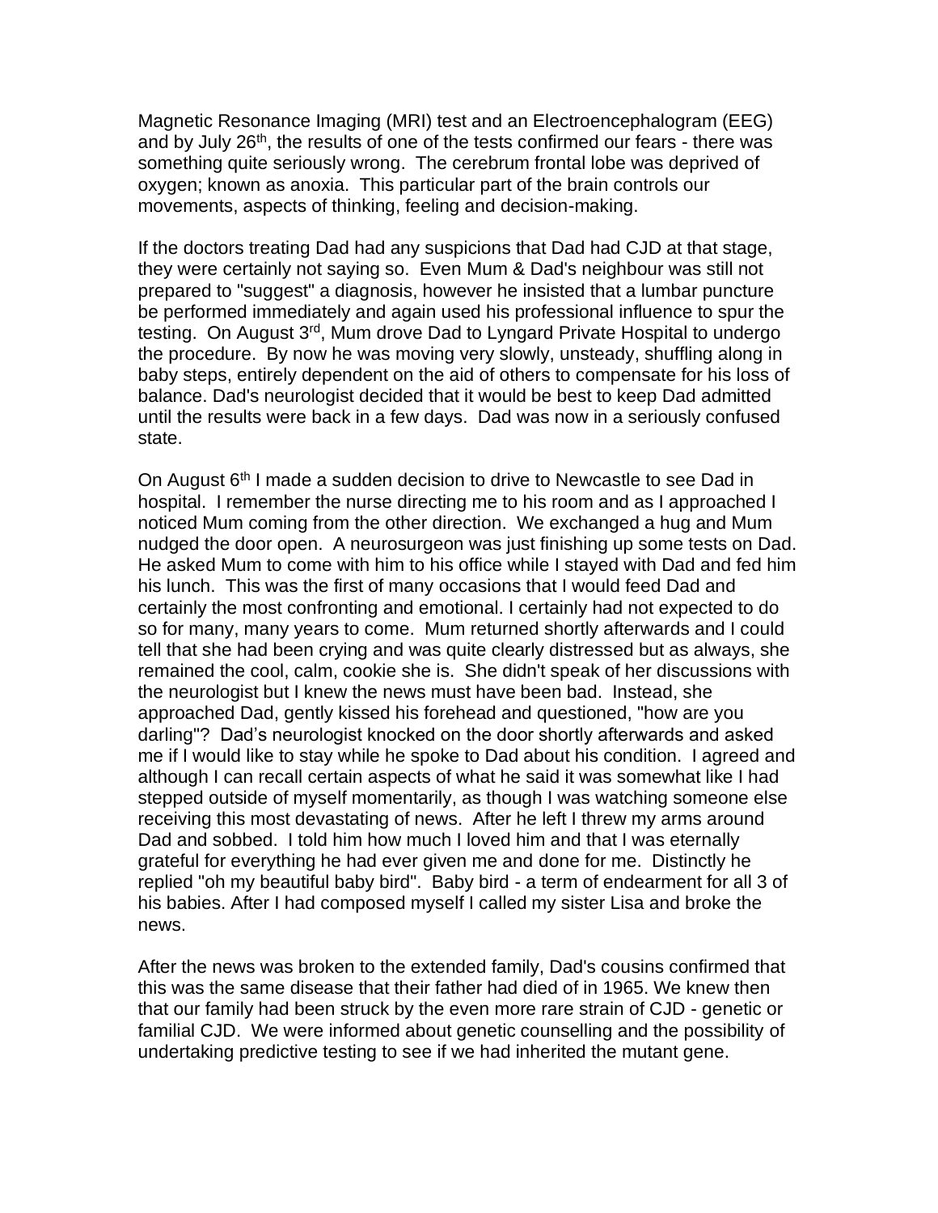Magnetic Resonance Imaging (MRI) test and an Electroencephalogram (EEG) and by July 26th, the results of one of the tests confirmed our fears - there was something quite seriously wrong. The cerebrum frontal lobe was deprived of oxygen; known as anoxia. This particular part of the brain controls our movements, aspects of thinking, feeling and decision-making.

If the doctors treating Dad had any suspicions that Dad had CJD at that stage, they were certainly not saying so. Even Mum & Dad's neighbour was still not prepared to "suggest" a diagnosis, however he insisted that a lumbar puncture be performed immediately and again used his professional influence to spur the testing. On August 3rd, Mum drove Dad to Lyngard Private Hospital to undergo the procedure. By now he was moving very slowly, unsteady, shuffling along in baby steps, entirely dependent on the aid of others to compensate for his loss of balance. Dad's neurologist decided that it would be best to keep Dad admitted until the results were back in a few days. Dad was now in a seriously confused state.

On August 6th I made a sudden decision to drive to Newcastle to see Dad in hospital. I remember the nurse directing me to his room and as I approached I noticed Mum coming from the other direction. We exchanged a hug and Mum nudged the door open. A neurosurgeon was just finishing up some tests on Dad. He asked Mum to come with him to his office while I stayed with Dad and fed him his lunch. This was the first of many occasions that I would feed Dad and certainly the most confronting and emotional. I certainly had not expected to do so for many, many years to come. Mum returned shortly afterwards and I could tell that she had been crying and was quite clearly distressed but as always, she remained the cool, calm, cookie she is. She didn't speak of her discussions with the neurologist but I knew the news must have been bad. Instead, she approached Dad, gently kissed his forehead and questioned, "how are you darling"? Dad's neurologist knocked on the door shortly afterwards and asked me if I would like to stay while he spoke to Dad about his condition. I agreed and although I can recall certain aspects of what he said it was somewhat like I had stepped outside of myself momentarily, as though I was watching someone else receiving this most devastating of news. After he left I threw my arms around Dad and sobbed. I told him how much I loved him and that I was eternally grateful for everything he had ever given me and done for me. Distinctly he replied "oh my beautiful baby bird". Baby bird - a term of endearment for all 3 of his babies. After I had composed myself I called my sister Lisa and broke the news.

After the news was broken to the extended family, Dad's cousins confirmed that this was the same disease that their father had died of in 1965. We knew then that our family had been struck by the even more rare strain of CJD - genetic or familial CJD. We were informed about genetic counselling and the possibility of undertaking predictive testing to see if we had inherited the mutant gene.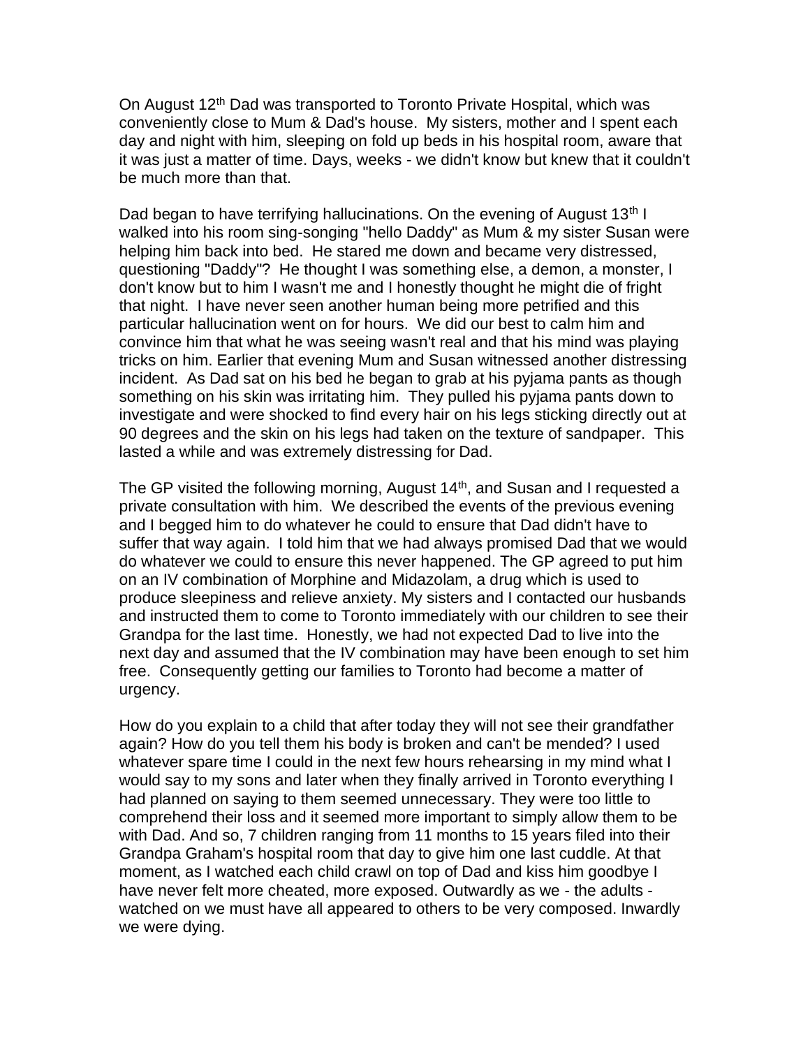On August 12th Dad was transported to Toronto Private Hospital, which was conveniently close to Mum & Dad's house. My sisters, mother and I spent each day and night with him, sleeping on fold up beds in his hospital room, aware that it was just a matter of time. Days, weeks - we didn't know but knew that it couldn't be much more than that.

Dad began to have terrifying hallucinations. On the evening of August 13th I walked into his room sing-songing "hello Daddy" as Mum & my sister Susan were helping him back into bed. He stared me down and became very distressed, questioning "Daddy"? He thought I was something else, a demon, a monster, I don't know but to him I wasn't me and I honestly thought he might die of fright that night. I have never seen another human being more petrified and this particular hallucination went on for hours. We did our best to calm him and convince him that what he was seeing wasn't real and that his mind was playing tricks on him. Earlier that evening Mum and Susan witnessed another distressing incident. As Dad sat on his bed he began to grab at his pyjama pants as though something on his skin was irritating him. They pulled his pyjama pants down to investigate and were shocked to find every hair on his legs sticking directly out at 90 degrees and the skin on his legs had taken on the texture of sandpaper. This lasted a while and was extremely distressing for Dad.

The GP visited the following morning, August 14th, and Susan and I requested a private consultation with him. We described the events of the previous evening and I begged him to do whatever he could to ensure that Dad didn't have to suffer that way again. I told him that we had always promised Dad that we would do whatever we could to ensure this never happened. The GP agreed to put him on an IV combination of Morphine and Midazolam, a drug which is used to produce sleepiness and relieve anxiety. My sisters and I contacted our husbands and instructed them to come to Toronto immediately with our children to see their Grandpa for the last time. Honestly, we had not expected Dad to live into the next day and assumed that the IV combination may have been enough to set him free. Consequently getting our families to Toronto had become a matter of urgency.

How do you explain to a child that after today they will not see their grandfather again? How do you tell them his body is broken and can't be mended? I used whatever spare time I could in the next few hours rehearsing in my mind what I would say to my sons and later when they finally arrived in Toronto everything I had planned on saying to them seemed unnecessary. They were too little to comprehend their loss and it seemed more important to simply allow them to be with Dad. And so, 7 children ranging from 11 months to 15 years filed into their Grandpa Graham's hospital room that day to give him one last cuddle. At that moment, as I watched each child crawl on top of Dad and kiss him goodbye I have never felt more cheated, more exposed. Outwardly as we - the adults - watched on we must have all appeared to others to be very composed. Inwardly we were dying.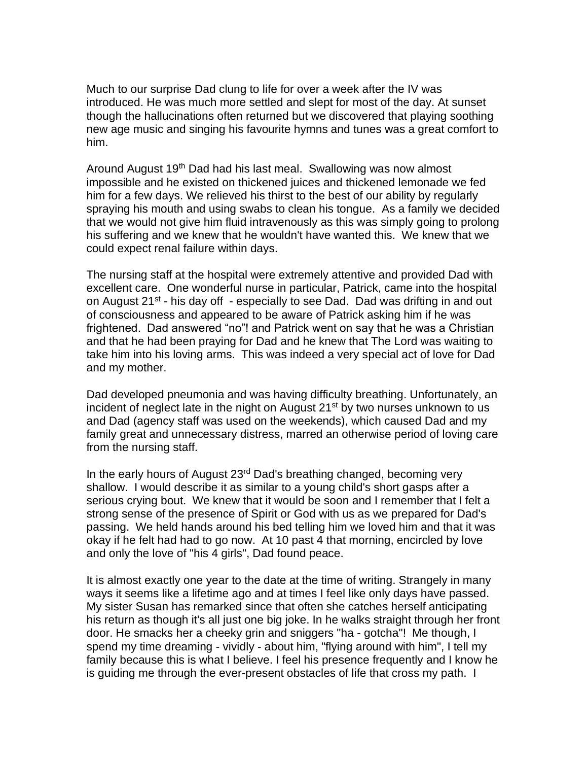Much to our surprise Dad clung to life for over a week after the IV was introduced. He was much more settled and slept for most of the day. At sunset though the hallucinations often returned but we discovered that playing soothing new age music and singing his favourite hymns and tunes was a great comfort to him.

Around August 19th Dad had his last meal. Swallowing was now almost impossible and he existed on thickened juices and thickened lemonade we fed him for a few days. We relieved his thirst to the best of our ability by regularly spraying his mouth and using swabs to clean his tongue. As a family we decided that we would not give him fluid intravenously as this was simply going to prolong his suffering and we knew that he wouldn't have wanted this. We knew that we could expect renal failure within days.

The nursing staff at the hospital were extremely attentive and provided Dad with excellent care. One wonderful nurse in particular, Patrick, came into the hospital on August 21st - his day off - especially to see Dad. Dad was drifting in and out of consciousness and appeared to be aware of Patrick asking him if he was frightened. Dad answered "no"! and Patrick went on say that he was a Christian and that he had been praying for Dad and he knew that The Lord was waiting to take him into his loving arms. This was indeed a very special act of love for Dad and my mother.

Dad developed pneumonia and was having difficulty breathing. Unfortunately, an incident of neglect late in the night on August 21st by two nurses unknown to us and Dad (agency staff was used on the weekends), which caused Dad and my family great and unnecessary distress, marred an otherwise period of loving care from the nursing staff.

In the early hours of August 23rd Dad's breathing changed, becoming very shallow. I would describe it as similar to a young child's short gasps after a serious crying bout. We knew that it would be soon and I remember that I felt a strong sense of the presence of Spirit or God with us as we prepared for Dad's passing. We held hands around his bed telling him we loved him and that it was okay if he felt had had to go now. At 10 past 4 that morning, encircled by love and only the love of "his 4 girls", Dad found peace.

It is almost exactly one year to the date at the time of writing. Strangely in many ways it seems like a lifetime ago and at times I feel like only days have passed. My sister Susan has remarked since that often she catches herself anticipating his return as though it's all just one big joke. In he walks straight through her front door. He smacks her a cheeky grin and sniggers "ha - gotcha"! Me though, I spend my time dreaming - vividly - about him, "flying around with him", I tell my family because this is what I believe. I feel his presence frequently and I know he is guiding me through the ever-present obstacles of life that cross my path. I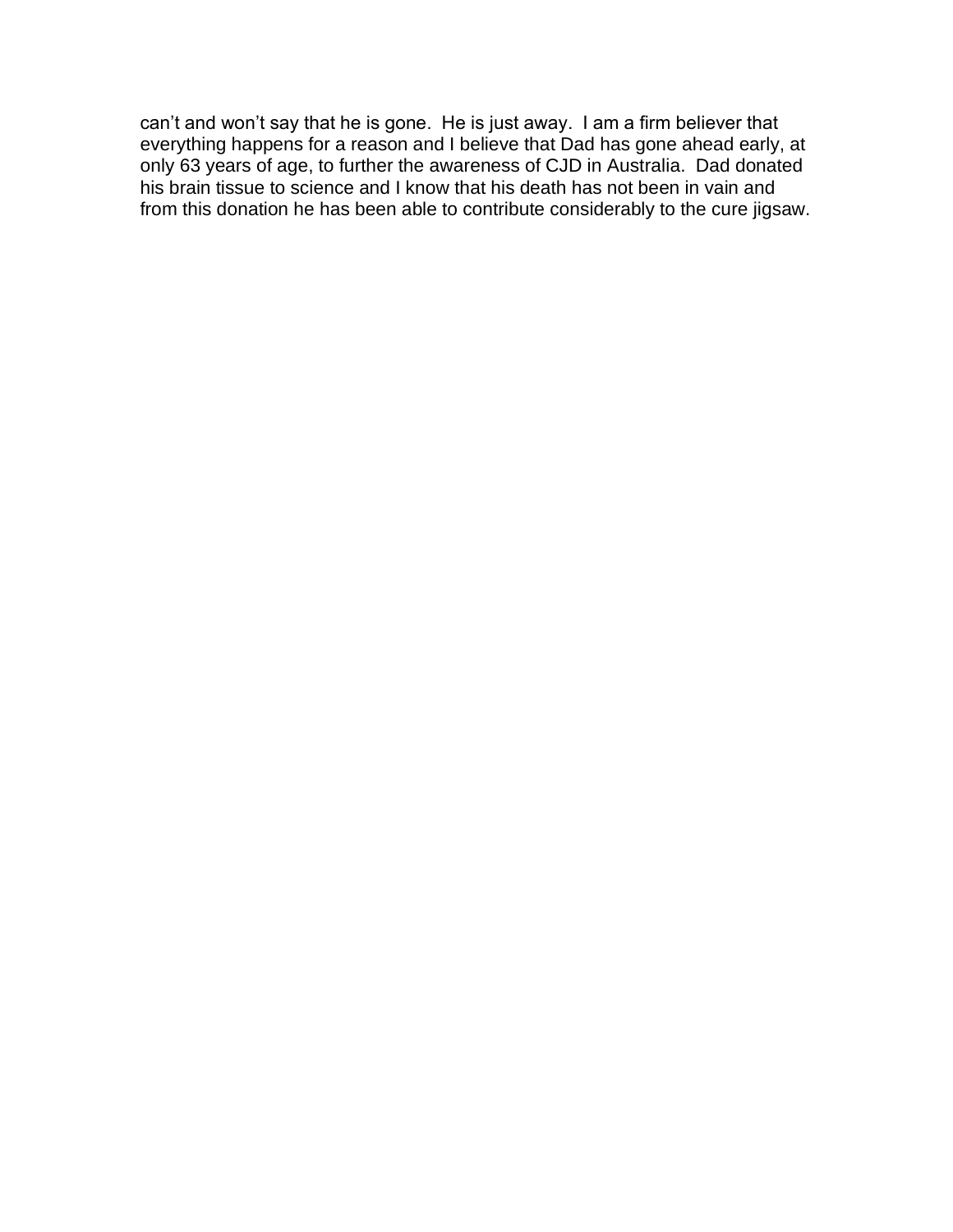can't and won't say that he is gone. He is just away. I am a firm believer that everything happens for a reason and I believe that Dad has gone ahead early, at only 63 years of age, to further the awareness of CJD in Australia. Dad donated his brain tissue to science and I know that his death has not been in vain and from this donation he has been able to contribute considerably to the cure jigsaw.